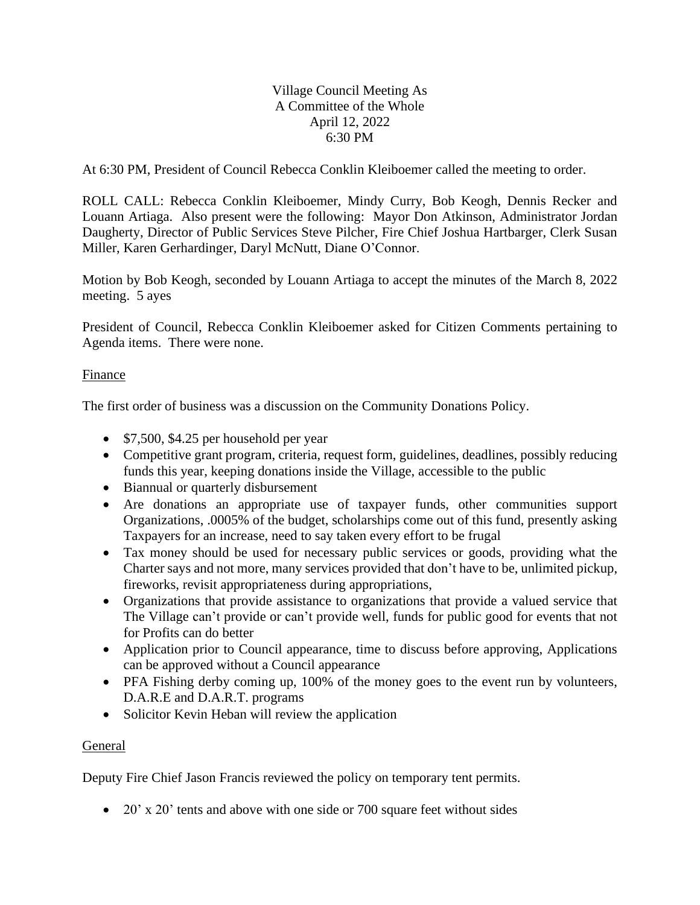Village Council Meeting As
A Committee of the Whole
April 12, 2022
6:30 PM

At 6:30 PM, President of Council Rebecca Conklin Kleiboemer called the meeting to order.

ROLL CALL: Rebecca Conklin Kleiboemer, Mindy Curry, Bob Keogh, Dennis Recker and Louann Artiaga. Also present were the following: Mayor Don Atkinson, Administrator Jordan Daugherty, Director of Public Services Steve Pilcher, Fire Chief Joshua Hartbarger, Clerk Susan Miller, Karen Gerhardinger, Daryl McNutt, Diane O'Connor.

Motion by Bob Keogh, seconded by Louann Artiaga to accept the minutes of the March 8, 2022 meeting. 5 ayes

President of Council, Rebecca Conklin Kleiboemer asked for Citizen Comments pertaining to Agenda items. There were none.

Finance

The first order of business was a discussion on the Community Donations Policy.

- $7,500, $4.25 per household per year
- Competitive grant program, criteria, request form, guidelines, deadlines, possibly reducing funds this year, keeping donations inside the Village, accessible to the public
- Biannual or quarterly disbursement
- Are donations an appropriate use of taxpayer funds, other communities support Organizations, .0005% of the budget, scholarships come out of this fund, presently asking Taxpayers for an increase, need to say taken every effort to be frugal
- Tax money should be used for necessary public services or goods, providing what the Charter says and not more, many services provided that don't have to be, unlimited pickup, fireworks, revisit appropriateness during appropriations,
- Organizations that provide assistance to organizations that provide a valued service that The Village can't provide or can't provide well, funds for public good for events that not for Profits can do better
- Application prior to Council appearance, time to discuss before approving, Applications can be approved without a Council appearance
- PFA Fishing derby coming up, 100% of the money goes to the event run by volunteers, D.A.R.E and D.A.R.T. programs
- Solicitor Kevin Heban will review the application

General

Deputy Fire Chief Jason Francis reviewed the policy on temporary tent permits.

- 20' x 20' tents and above with one side or 700 square feet without sides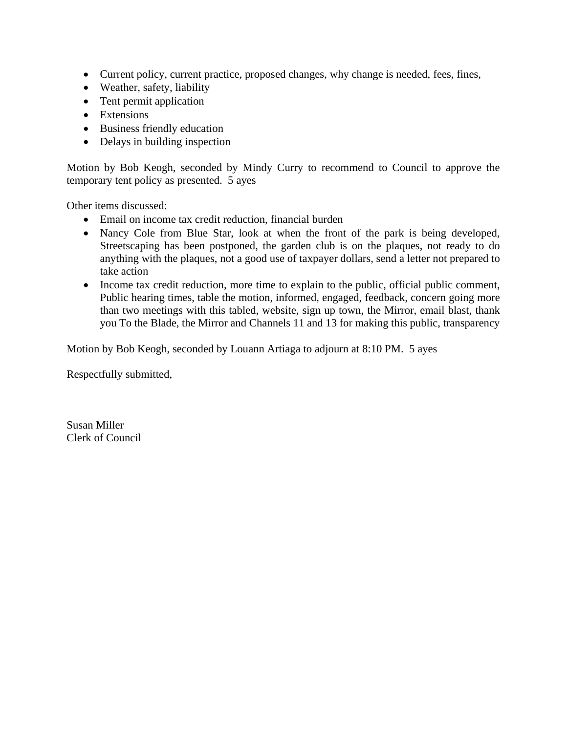- Current policy, current practice, proposed changes, why change is needed, fees, fines,
- Weather, safety, liability
- Tent permit application
- Extensions
- Business friendly education
- Delays in building inspection

Motion by Bob Keogh, seconded by Mindy Curry to recommend to Council to approve the temporary tent policy as presented. 5 ayes

Other items discussed:

- Email on income tax credit reduction, financial burden
- Nancy Cole from Blue Star, look at when the front of the park is being developed, Streetscaping has been postponed, the garden club is on the plaques, not ready to do anything with the plaques, not a good use of taxpayer dollars, send a letter not prepared to take action
- Income tax credit reduction, more time to explain to the public, official public comment, Public hearing times, table the motion, informed, engaged, feedback, concern going more than two meetings with this tabled, website, sign up town, the Mirror, email blast, thank you To the Blade, the Mirror and Channels 11 and 13 for making this public, transparency

Motion by Bob Keogh, seconded by Louann Artiaga to adjourn at 8:10 PM. 5 ayes

Respectfully submitted,

Susan Miller
Clerk of Council